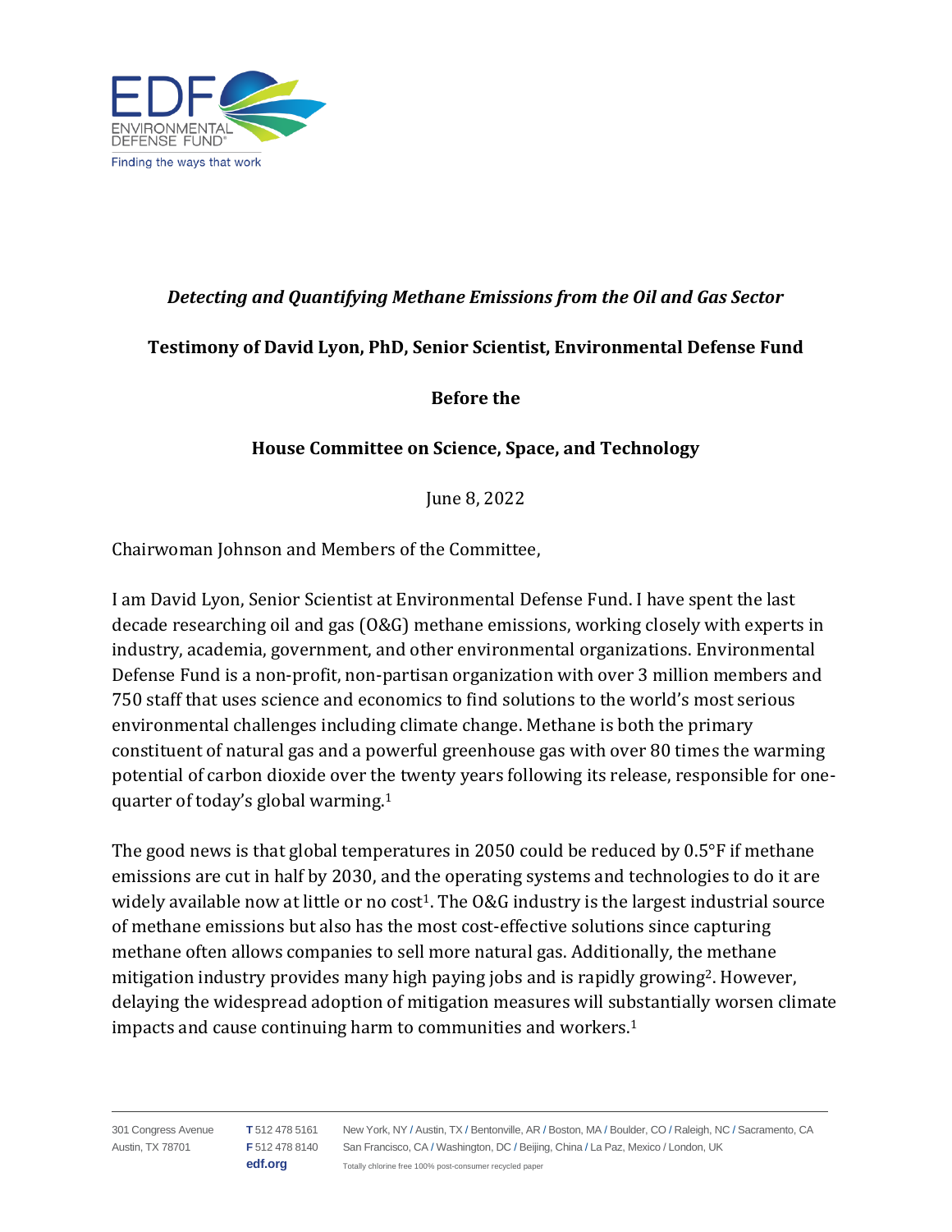*Detecting and Quantifying Methane Emissions from the Oil and Gas Sector*

**Testimony of David Lyon, PhD, Senior Scientist, Environmental Defense Fund**

**Before the**

**House Committee on Science, Space, and Technology**

June 8, 2022

Chairwoman Johnson and Members of the Committee,

I am David Lyon, Senior Scientist at Environmental Defense Fund. I have spent the last decade researching oil and gas (O&G) methane emissions, working closely with experts in industry, academia, government, and other environmental organizations. Environmental Defense Fund is a non-profit, non-partisan organization with over 3 million members and 750 staff that uses science and economics to find solutions to the world's most serious environmental challenges including climate change. Methane is both the primary constituent of natural gas and a powerful greenhouse gas with over 80 times the warming potential of carbon dioxide over the twenty years following its release, responsible for one-quarter of today's global warming.[1]

The good news is that global temperatures in 2050 could be reduced by 0.5°F if methane emissions are cut in half by 2030, and the operating systems and technologies to do it are widely available now at little or no cost[1]. The O&G industry is the largest industrial source of methane emissions but also has the most cost-effective solutions since capturing methane often allows companies to sell more natural gas. Additionally, the methane mitigation industry provides many high paying jobs and is rapidly growing[2]. However, delaying the widespread adoption of mitigation measures will substantially worsen climate impacts and cause continuing harm to communities and workers.[1]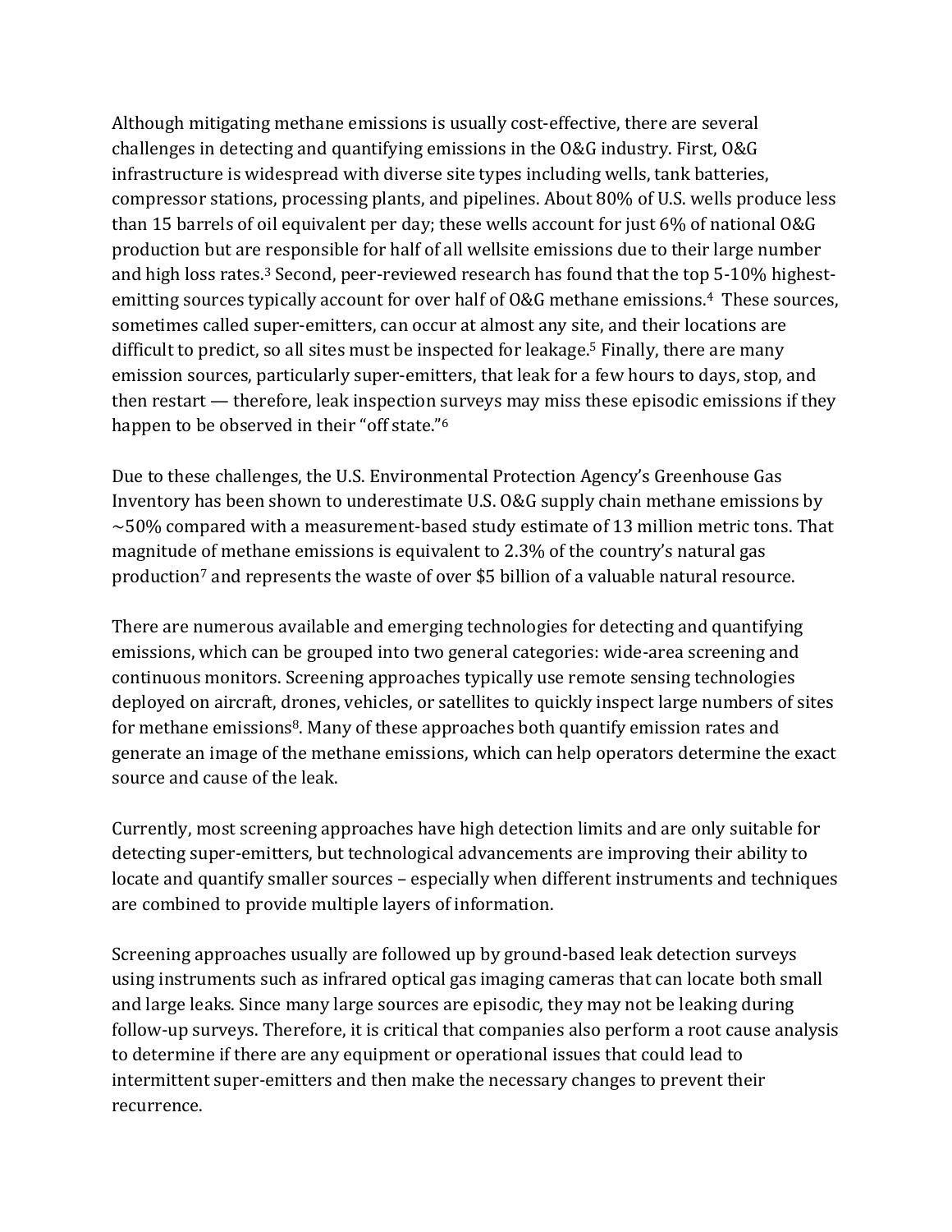Although mitigating methane emissions is usually cost-effective, there are several challenges in detecting and quantifying emissions in the O&G industry. First, O&G infrastructure is widespread with diverse site types including wells, tank batteries, compressor stations, processing plants, and pipelines. About 80% of U.S. wells produce less than 15 barrels of oil equivalent per day; these wells account for just 6% of national O&G production but are responsible for half of all wellsite emissions due to their large number and high loss rates.[3] Second, peer-reviewed research has found that the top 5-10% highest-emitting sources typically account for over half of O&G methane emissions.[4] These sources, sometimes called super-emitters, can occur at almost any site, and their locations are difficult to predict, so all sites must be inspected for leakage.[5] Finally, there are many emission sources, particularly super-emitters, that leak for a few hours to days, stop, and then restart — therefore, leak inspection surveys may miss these episodic emissions if they happen to be observed in their "off state."[6]

Due to these challenges, the U.S. Environmental Protection Agency's Greenhouse Gas Inventory has been shown to underestimate U.S. O&G supply chain methane emissions by ~50% compared with a measurement-based study estimate of 13 million metric tons. That magnitude of methane emissions is equivalent to 2.3% of the country's natural gas production[7] and represents the waste of over $5 billion of a valuable natural resource.

There are numerous available and emerging technologies for detecting and quantifying emissions, which can be grouped into two general categories: wide-area screening and continuous monitors. Screening approaches typically use remote sensing technologies deployed on aircraft, drones, vehicles, or satellites to quickly inspect large numbers of sites for methane emissions[8]. Many of these approaches both quantify emission rates and generate an image of the methane emissions, which can help operators determine the exact source and cause of the leak.

Currently, most screening approaches have high detection limits and are only suitable for detecting super-emitters, but technological advancements are improving their ability to locate and quantify smaller sources – especially when different instruments and techniques are combined to provide multiple layers of information.

Screening approaches usually are followed up by ground-based leak detection surveys using instruments such as infrared optical gas imaging cameras that can locate both small and large leaks. Since many large sources are episodic, they may not be leaking during follow-up surveys. Therefore, it is critical that companies also perform a root cause analysis to determine if there are any equipment or operational issues that could lead to intermittent super-emitters and then make the necessary changes to prevent their recurrence.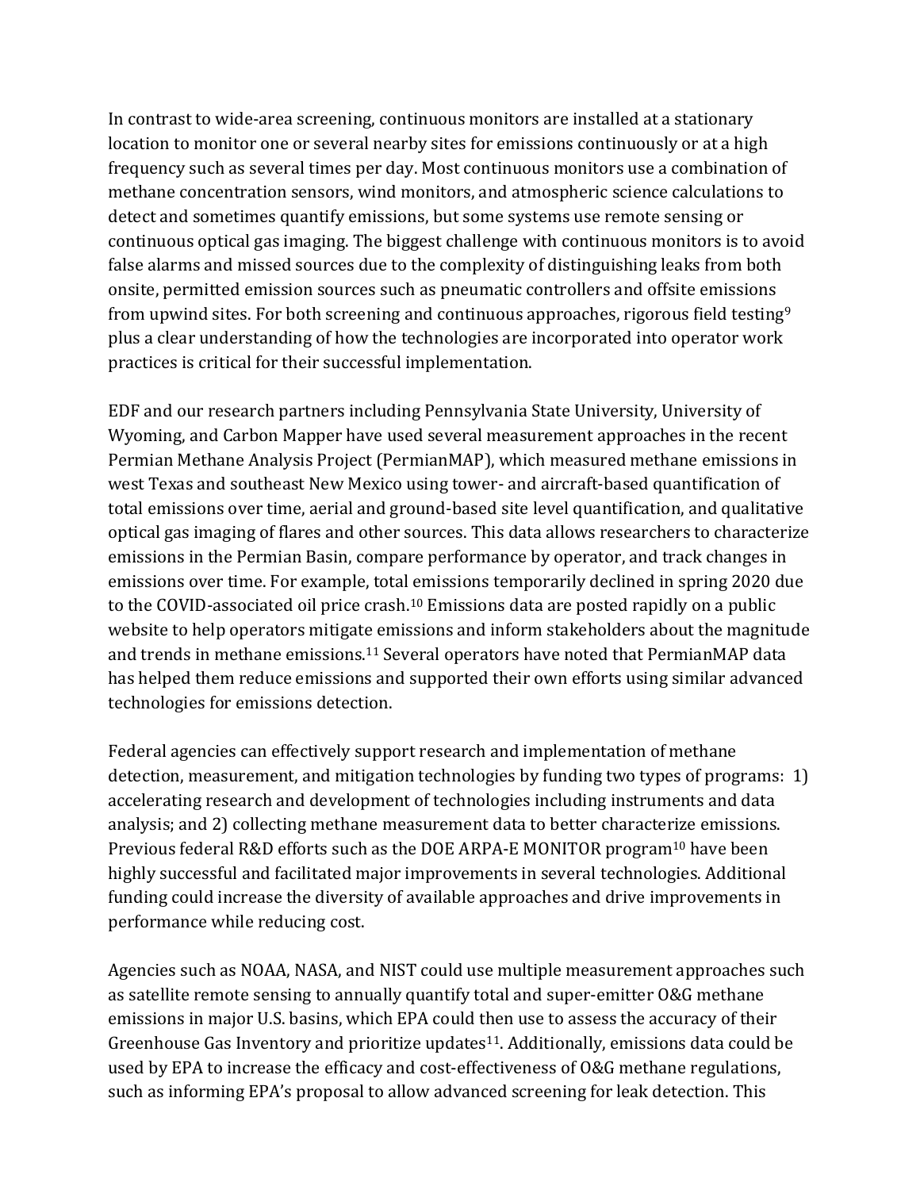In contrast to wide-area screening, continuous monitors are installed at a stationary location to monitor one or several nearby sites for emissions continuously or at a high frequency such as several times per day. Most continuous monitors use a combination of methane concentration sensors, wind monitors, and atmospheric science calculations to detect and sometimes quantify emissions, but some systems use remote sensing or continuous optical gas imaging. The biggest challenge with continuous monitors is to avoid false alarms and missed sources due to the complexity of distinguishing leaks from both onsite, permitted emission sources such as pneumatic controllers and offsite emissions from upwind sites. For both screening and continuous approaches, rigorous field testing[9] plus a clear understanding of how the technologies are incorporated into operator work practices is critical for their successful implementation.

EDF and our research partners including Pennsylvania State University, University of Wyoming, and Carbon Mapper have used several measurement approaches in the recent Permian Methane Analysis Project (PermianMAP), which measured methane emissions in west Texas and southeast New Mexico using tower- and aircraft-based quantification of total emissions over time, aerial and ground-based site level quantification, and qualitative optical gas imaging of flares and other sources. This data allows researchers to characterize emissions in the Permian Basin, compare performance by operator, and track changes in emissions over time. For example, total emissions temporarily declined in spring 2020 due to the COVID-associated oil price crash.[10] Emissions data are posted rapidly on a public website to help operators mitigate emissions and inform stakeholders about the magnitude and trends in methane emissions.[11] Several operators have noted that PermianMAP data has helped them reduce emissions and supported their own efforts using similar advanced technologies for emissions detection.

Federal agencies can effectively support research and implementation of methane detection, measurement, and mitigation technologies by funding two types of programs: 1) accelerating research and development of technologies including instruments and data analysis; and 2) collecting methane measurement data to better characterize emissions. Previous federal R&D efforts such as the DOE ARPA-E MONITOR program[10] have been highly successful and facilitated major improvements in several technologies. Additional funding could increase the diversity of available approaches and drive improvements in performance while reducing cost.

Agencies such as NOAA, NASA, and NIST could use multiple measurement approaches such as satellite remote sensing to annually quantify total and super-emitter O&G methane emissions in major U.S. basins, which EPA could then use to assess the accuracy of their Greenhouse Gas Inventory and prioritize updates[11]. Additionally, emissions data could be used by EPA to increase the efficacy and cost-effectiveness of O&G methane regulations, such as informing EPA's proposal to allow advanced screening for leak detection. This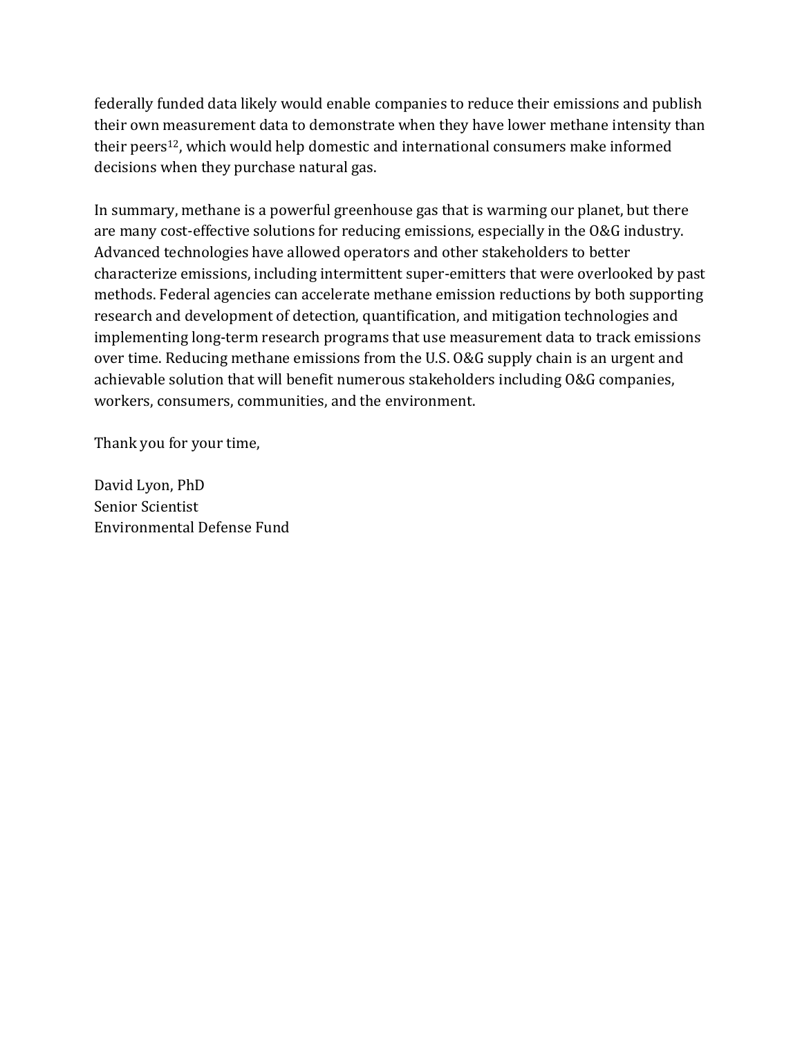federally funded data likely would enable companies to reduce their emissions and publish their own measurement data to demonstrate when they have lower methane intensity than their peers[12], which would help domestic and international consumers make informed decisions when they purchase natural gas.

In summary, methane is a powerful greenhouse gas that is warming our planet, but there are many cost-effective solutions for reducing emissions, especially in the O&G industry. Advanced technologies have allowed operators and other stakeholders to better characterize emissions, including intermittent super-emitters that were overlooked by past methods. Federal agencies can accelerate methane emission reductions by both supporting research and development of detection, quantification, and mitigation technologies and implementing long-term research programs that use measurement data to track emissions over time. Reducing methane emissions from the U.S. O&G supply chain is an urgent and achievable solution that will benefit numerous stakeholders including O&G companies, workers, consumers, communities, and the environment.

Thank you for your time,

David Lyon, PhD
Senior Scientist
Environmental Defense Fund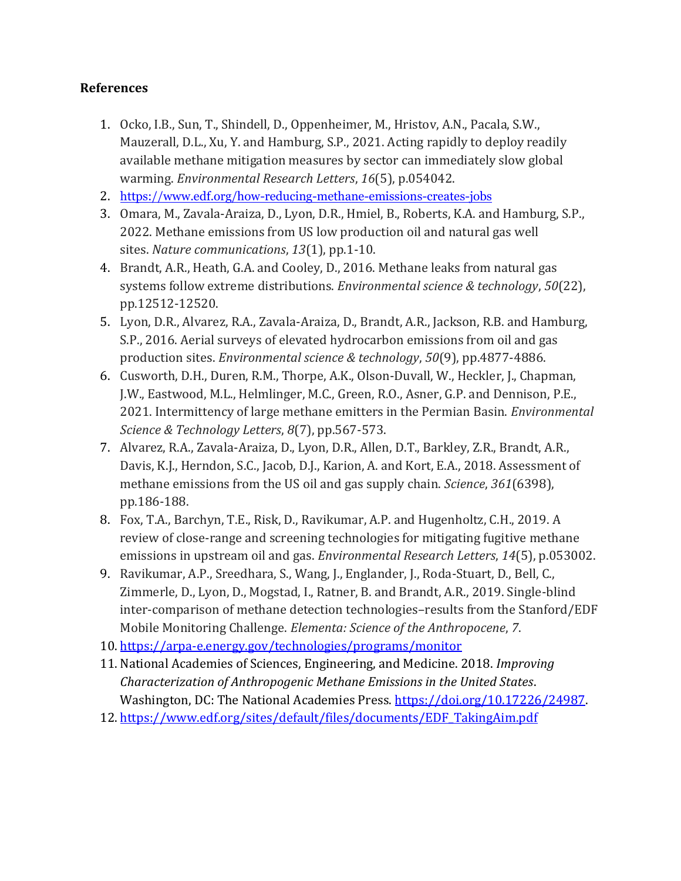**References**

1. Ocko, I.B., Sun, T., Shindell, D., Oppenheimer, M., Hristov, A.N., Pacala, S.W., Mauzerall, D.L., Xu, Y. and Hamburg, S.P., 2021. Acting rapidly to deploy readily available methane mitigation measures by sector can immediately slow global warming. *Environmental Research Letters*, *16*(5), p.054042.
2. https://www.edf.org/how-reducing-methane-emissions-creates-jobs
3. Omara, M., Zavala-Araiza, D., Lyon, D.R., Hmiel, B., Roberts, K.A. and Hamburg, S.P., 2022. Methane emissions from US low production oil and natural gas well sites. *Nature communications*, *13*(1), pp.1-10.
4. Brandt, A.R., Heath, G.A. and Cooley, D., 2016. Methane leaks from natural gas systems follow extreme distributions. *Environmental science & technology*, *50*(22), pp.12512-12520.
5. Lyon, D.R., Alvarez, R.A., Zavala-Araiza, D., Brandt, A.R., Jackson, R.B. and Hamburg, S.P., 2016. Aerial surveys of elevated hydrocarbon emissions from oil and gas production sites. *Environmental science & technology*, *50*(9), pp.4877-4886.
6. Cusworth, D.H., Duren, R.M., Thorpe, A.K., Olson-Duvall, W., Heckler, J., Chapman, J.W., Eastwood, M.L., Helmlinger, M.C., Green, R.O., Asner, G.P. and Dennison, P.E., 2021. Intermittency of large methane emitters in the Permian Basin. *Environmental Science & Technology Letters*, *8*(7), pp.567-573.
7. Alvarez, R.A., Zavala-Araiza, D., Lyon, D.R., Allen, D.T., Barkley, Z.R., Brandt, A.R., Davis, K.J., Herndon, S.C., Jacob, D.J., Karion, A. and Kort, E.A., 2018. Assessment of methane emissions from the US oil and gas supply chain. *Science*, *361*(6398), pp.186-188.
8. Fox, T.A., Barchyn, T.E., Risk, D., Ravikumar, A.P. and Hugenholtz, C.H., 2019. A review of close-range and screening technologies for mitigating fugitive methane emissions in upstream oil and gas. *Environmental Research Letters*, *14*(5), p.053002.
9. Ravikumar, A.P., Sreedhara, S., Wang, J., Englander, J., Roda-Stuart, D., Bell, C., Zimmerle, D., Lyon, D., Mogstad, I., Ratner, B. and Brandt, A.R., 2019. Single-blind inter-comparison of methane detection technologies–results from the Stanford/EDF Mobile Monitoring Challenge. *Elementa: Science of the Anthropocene*, *7*.
10. https://arpa-e.energy.gov/technologies/programs/monitor
11. National Academies of Sciences, Engineering, and Medicine. 2018. *Improving Characterization of Anthropogenic Methane Emissions in the United States*. Washington, DC: The National Academies Press. https://doi.org/10.17226/24987.
12. https://www.edf.org/sites/default/files/documents/EDF_TakingAim.pdf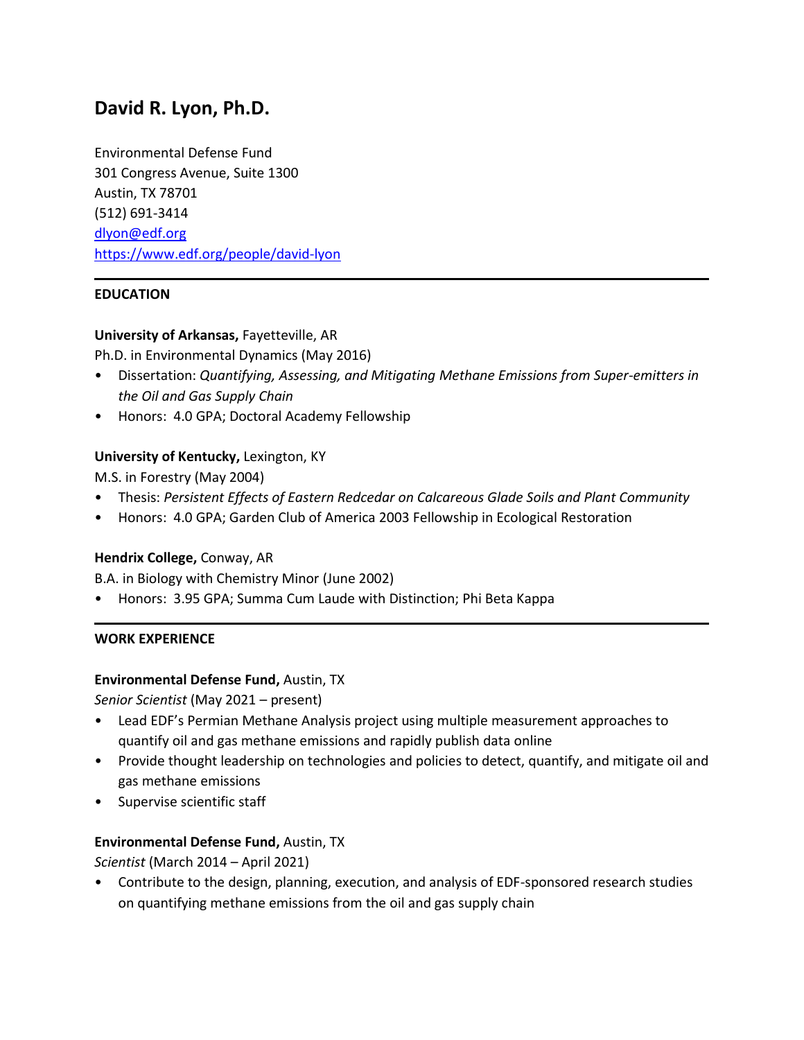# David R. Lyon, Ph.D.

Environmental Defense Fund
301 Congress Avenue, Suite 1300
Austin, TX 78701
(512) 691-3414
[dlyon@edf.org](mailto:dlyon@edf.org)
[https://www.edf.org/people/david-lyon](https://www.edf.org/people/david-lyon)

---

## EDUCATION

**University of Arkansas,** Fayetteville, AR
Ph.D. in Environmental Dynamics (May 2016)

- Dissertation: *Quantifying, Assessing, and Mitigating Methane Emissions from Super-emitters in the Oil and Gas Supply Chain*
- Honors: 4.0 GPA; Doctoral Academy Fellowship

**University of Kentucky,** Lexington, KY
M.S. in Forestry (May 2004)

- Thesis: *Persistent Effects of Eastern Redcedar on Calcareous Glade Soils and Plant Community*
- Honors: 4.0 GPA; Garden Club of America 2003 Fellowship in Ecological Restoration

**Hendrix College,** Conway, AR
B.A. in Biology with Chemistry Minor (June 2002)

- Honors: 3.95 GPA; Summa Cum Laude with Distinction; Phi Beta Kappa

---

## WORK EXPERIENCE

**Environmental Defense Fund,** Austin, TX
*Senior Scientist* (May 2021 – present)

- Lead EDF's Permian Methane Analysis project using multiple measurement approaches to quantify oil and gas methane emissions and rapidly publish data online
- Provide thought leadership on technologies and policies to detect, quantify, and mitigate oil and gas methane emissions
- Supervise scientific staff

**Environmental Defense Fund,** Austin, TX
*Scientist* (March 2014 – April 2021)

- Contribute to the design, planning, execution, and analysis of EDF-sponsored research studies on quantifying methane emissions from the oil and gas supply chain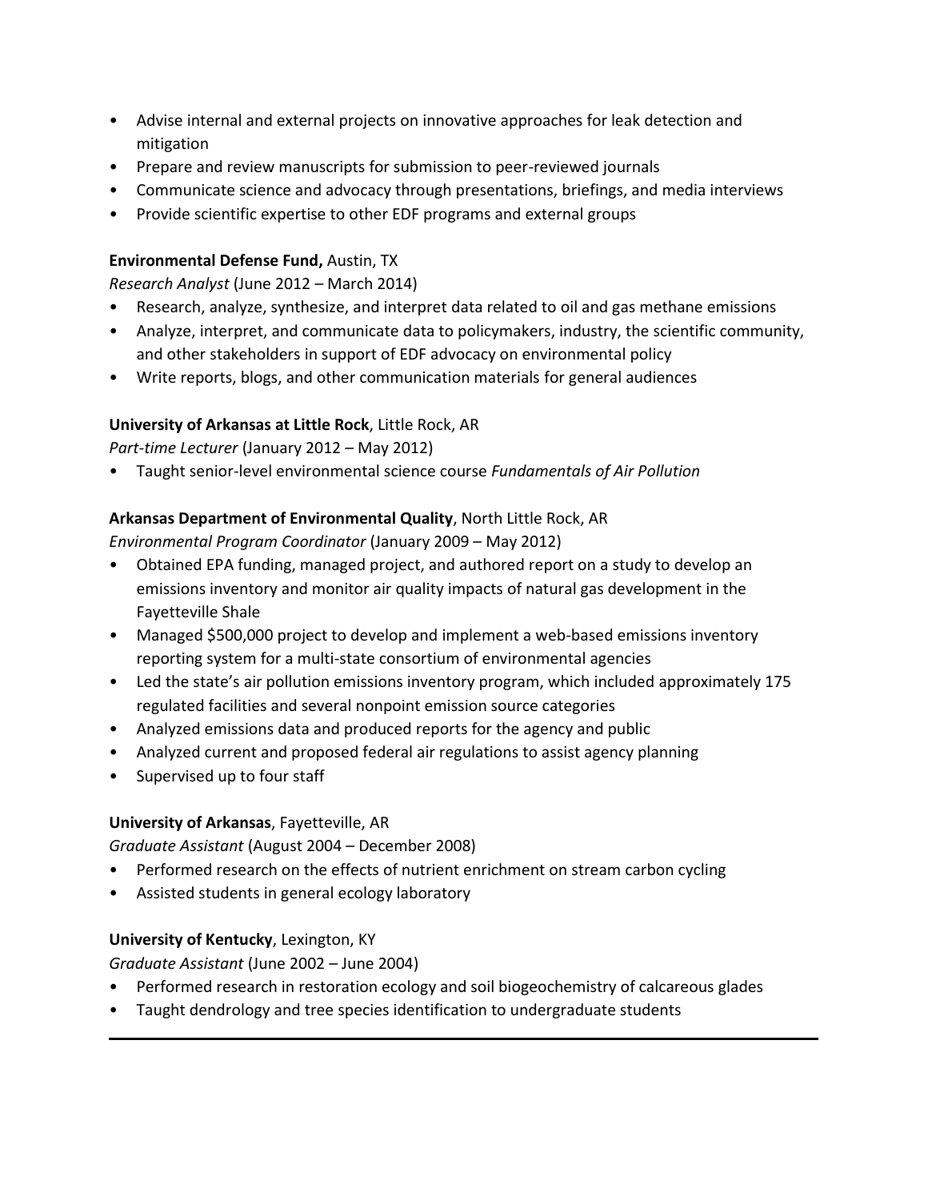- Advise internal and external projects on innovative approaches for leak detection and mitigation
- Prepare and review manuscripts for submission to peer-reviewed journals
- Communicate science and advocacy through presentations, briefings, and media interviews
- Provide scientific expertise to other EDF programs and external groups

**Environmental Defense Fund,** Austin, TX

*Research Analyst* (June 2012 – March 2014)

- Research, analyze, synthesize, and interpret data related to oil and gas methane emissions
- Analyze, interpret, and communicate data to policymakers, industry, the scientific community, and other stakeholders in support of EDF advocacy on environmental policy
- Write reports, blogs, and other communication materials for general audiences

**University of Arkansas at Little Rock**, Little Rock, AR

*Part-time Lecturer* (January 2012 – May 2012)

- Taught senior-level environmental science course *Fundamentals of Air Pollution*

**Arkansas Department of Environmental Quality**, North Little Rock, AR

*Environmental Program Coordinator* (January 2009 – May 2012)

- Obtained EPA funding, managed project, and authored report on a study to develop an emissions inventory and monitor air quality impacts of natural gas development in the Fayetteville Shale
- Managed $500,000 project to develop and implement a web-based emissions inventory reporting system for a multi-state consortium of environmental agencies
- Led the state's air pollution emissions inventory program, which included approximately 175 regulated facilities and several nonpoint emission source categories
- Analyzed emissions data and produced reports for the agency and public
- Analyzed current and proposed federal air regulations to assist agency planning
- Supervised up to four staff

**University of Arkansas**, Fayetteville, AR

*Graduate Assistant* (August 2004 – December 2008)

- Performed research on the effects of nutrient enrichment on stream carbon cycling
- Assisted students in general ecology laboratory

**University of Kentucky**, Lexington, KY

*Graduate Assistant* (June 2002 – June 2004)

- Performed research in restoration ecology and soil biogeochemistry of calcareous glades
- Taught dendrology and tree species identification to undergraduate students

---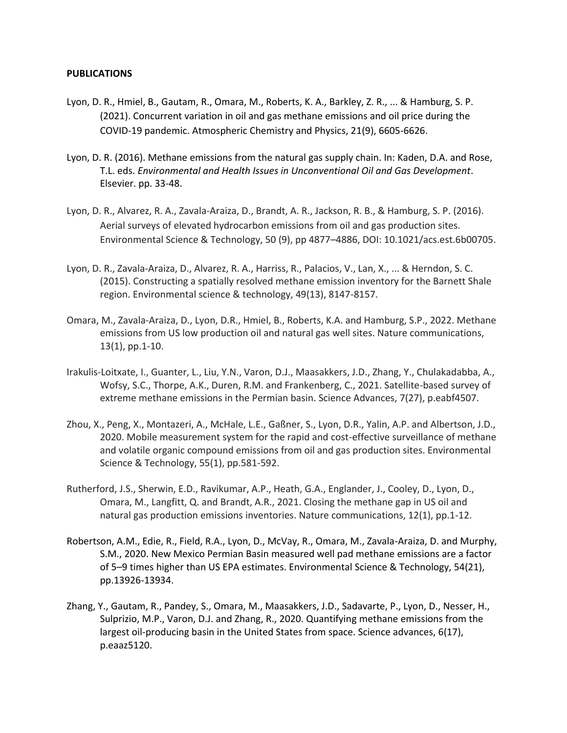**PUBLICATIONS**

Lyon, D. R., Hmiel, B., Gautam, R., Omara, M., Roberts, K. A., Barkley, Z. R., ... & Hamburg, S. P. (2021). Concurrent variation in oil and gas methane emissions and oil price during the COVID-19 pandemic. Atmospheric Chemistry and Physics, 21(9), 6605-6626.

Lyon, D. R. (2016). Methane emissions from the natural gas supply chain. In: Kaden, D.A. and Rose, T.L. eds. *Environmental and Health Issues in Unconventional Oil and Gas Development*. Elsevier. pp. 33-48.

Lyon, D. R., Alvarez, R. A., Zavala-Araiza, D., Brandt, A. R., Jackson, R. B., & Hamburg, S. P. (2016). Aerial surveys of elevated hydrocarbon emissions from oil and gas production sites. Environmental Science & Technology, 50 (9), pp 4877–4886, DOI: 10.1021/acs.est.6b00705.

Lyon, D. R., Zavala-Araiza, D., Alvarez, R. A., Harriss, R., Palacios, V., Lan, X., ... & Herndon, S. C. (2015). Constructing a spatially resolved methane emission inventory for the Barnett Shale region. Environmental science & technology, 49(13), 8147-8157.

Omara, M., Zavala-Araiza, D., Lyon, D.R., Hmiel, B., Roberts, K.A. and Hamburg, S.P., 2022. Methane emissions from US low production oil and natural gas well sites. Nature communications, 13(1), pp.1-10.

Irakulis-Loitxate, I., Guanter, L., Liu, Y.N., Varon, D.J., Maasakkers, J.D., Zhang, Y., Chulakadabba, A., Wofsy, S.C., Thorpe, A.K., Duren, R.M. and Frankenberg, C., 2021. Satellite-based survey of extreme methane emissions in the Permian basin. Science Advances, 7(27), p.eabf4507.

Zhou, X., Peng, X., Montazeri, A., McHale, L.E., Gaßner, S., Lyon, D.R., Yalin, A.P. and Albertson, J.D., 2020. Mobile measurement system for the rapid and cost-effective surveillance of methane and volatile organic compound emissions from oil and gas production sites. Environmental Science & Technology, 55(1), pp.581-592.

Rutherford, J.S., Sherwin, E.D., Ravikumar, A.P., Heath, G.A., Englander, J., Cooley, D., Lyon, D., Omara, M., Langfitt, Q. and Brandt, A.R., 2021. Closing the methane gap in US oil and natural gas production emissions inventories. Nature communications, 12(1), pp.1-12.

Robertson, A.M., Edie, R., Field, R.A., Lyon, D., McVay, R., Omara, M., Zavala-Araiza, D. and Murphy, S.M., 2020. New Mexico Permian Basin measured well pad methane emissions are a factor of 5–9 times higher than US EPA estimates. Environmental Science & Technology, 54(21), pp.13926-13934.

Zhang, Y., Gautam, R., Pandey, S., Omara, M., Maasakkers, J.D., Sadavarte, P., Lyon, D., Nesser, H., Sulprizio, M.P., Varon, D.J. and Zhang, R., 2020. Quantifying methane emissions from the largest oil-producing basin in the United States from space. Science advances, 6(17), p.eaaz5120.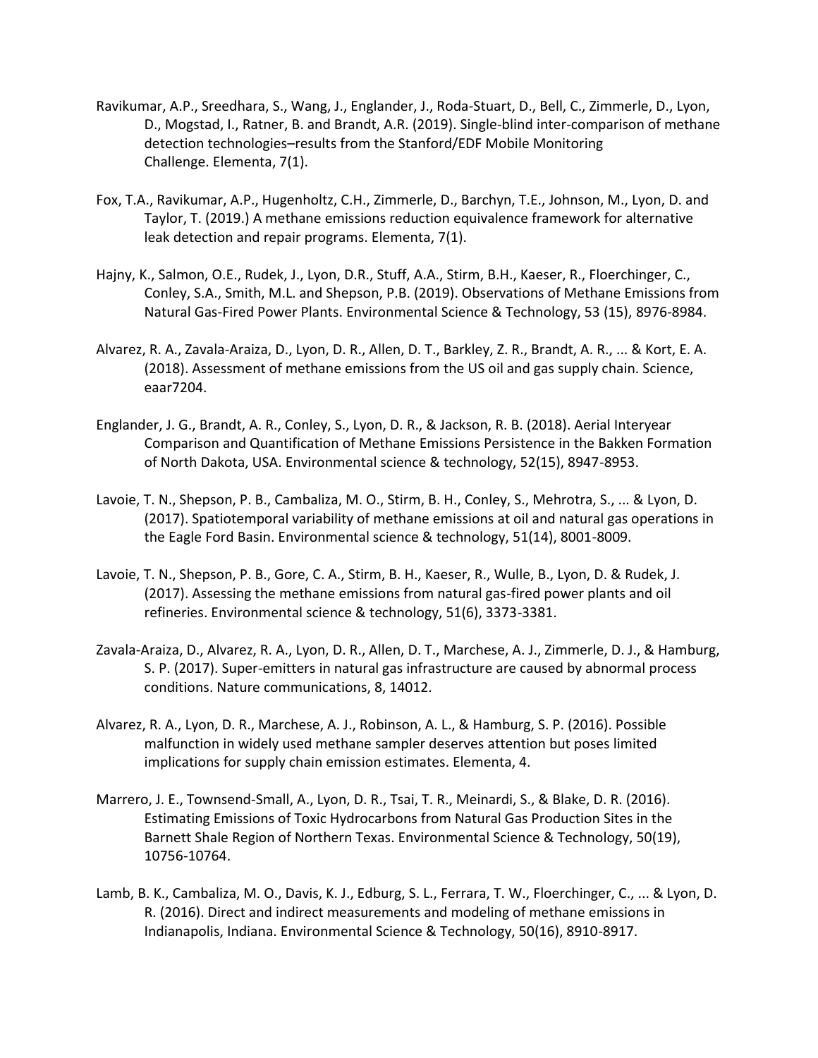Ravikumar, A.P., Sreedhara, S., Wang, J., Englander, J., Roda-Stuart, D., Bell, C., Zimmerle, D., Lyon, D., Mogstad, I., Ratner, B. and Brandt, A.R. (2019). Single-blind inter-comparison of methane detection technologies–results from the Stanford/EDF Mobile Monitoring Challenge. Elementa, 7(1).

Fox, T.A., Ravikumar, A.P., Hugenholtz, C.H., Zimmerle, D., Barchyn, T.E., Johnson, M., Lyon, D. and Taylor, T. (2019.) A methane emissions reduction equivalence framework for alternative leak detection and repair programs. Elementa, 7(1).

Hajny, K., Salmon, O.E., Rudek, J., Lyon, D.R., Stuff, A.A., Stirm, B.H., Kaeser, R., Floerchinger, C., Conley, S.A., Smith, M.L. and Shepson, P.B. (2019). Observations of Methane Emissions from Natural Gas-Fired Power Plants. Environmental Science & Technology, 53 (15), 8976-8984.

Alvarez, R. A., Zavala-Araiza, D., Lyon, D. R., Allen, D. T., Barkley, Z. R., Brandt, A. R., ... & Kort, E. A. (2018). Assessment of methane emissions from the US oil and gas supply chain. Science, eaar7204.

Englander, J. G., Brandt, A. R., Conley, S., Lyon, D. R., & Jackson, R. B. (2018). Aerial Interyear Comparison and Quantification of Methane Emissions Persistence in the Bakken Formation of North Dakota, USA. Environmental science & technology, 52(15), 8947-8953.

Lavoie, T. N., Shepson, P. B., Cambaliza, M. O., Stirm, B. H., Conley, S., Mehrotra, S., ... & Lyon, D. (2017). Spatiotemporal variability of methane emissions at oil and natural gas operations in the Eagle Ford Basin. Environmental science & technology, 51(14), 8001-8009.

Lavoie, T. N., Shepson, P. B., Gore, C. A., Stirm, B. H., Kaeser, R., Wulle, B., Lyon, D. & Rudek, J. (2017). Assessing the methane emissions from natural gas-fired power plants and oil refineries. Environmental science & technology, 51(6), 3373-3381.

Zavala-Araiza, D., Alvarez, R. A., Lyon, D. R., Allen, D. T., Marchese, A. J., Zimmerle, D. J., & Hamburg, S. P. (2017). Super-emitters in natural gas infrastructure are caused by abnormal process conditions. Nature communications, 8, 14012.

Alvarez, R. A., Lyon, D. R., Marchese, A. J., Robinson, A. L., & Hamburg, S. P. (2016). Possible malfunction in widely used methane sampler deserves attention but poses limited implications for supply chain emission estimates. Elementa, 4.

Marrero, J. E., Townsend-Small, A., Lyon, D. R., Tsai, T. R., Meinardi, S., & Blake, D. R. (2016). Estimating Emissions of Toxic Hydrocarbons from Natural Gas Production Sites in the Barnett Shale Region of Northern Texas. Environmental Science & Technology, 50(19), 10756-10764.

Lamb, B. K., Cambaliza, M. O., Davis, K. J., Edburg, S. L., Ferrara, T. W., Floerchinger, C., ... & Lyon, D. R. (2016). Direct and indirect measurements and modeling of methane emissions in Indianapolis, Indiana. Environmental Science & Technology, 50(16), 8910-8917.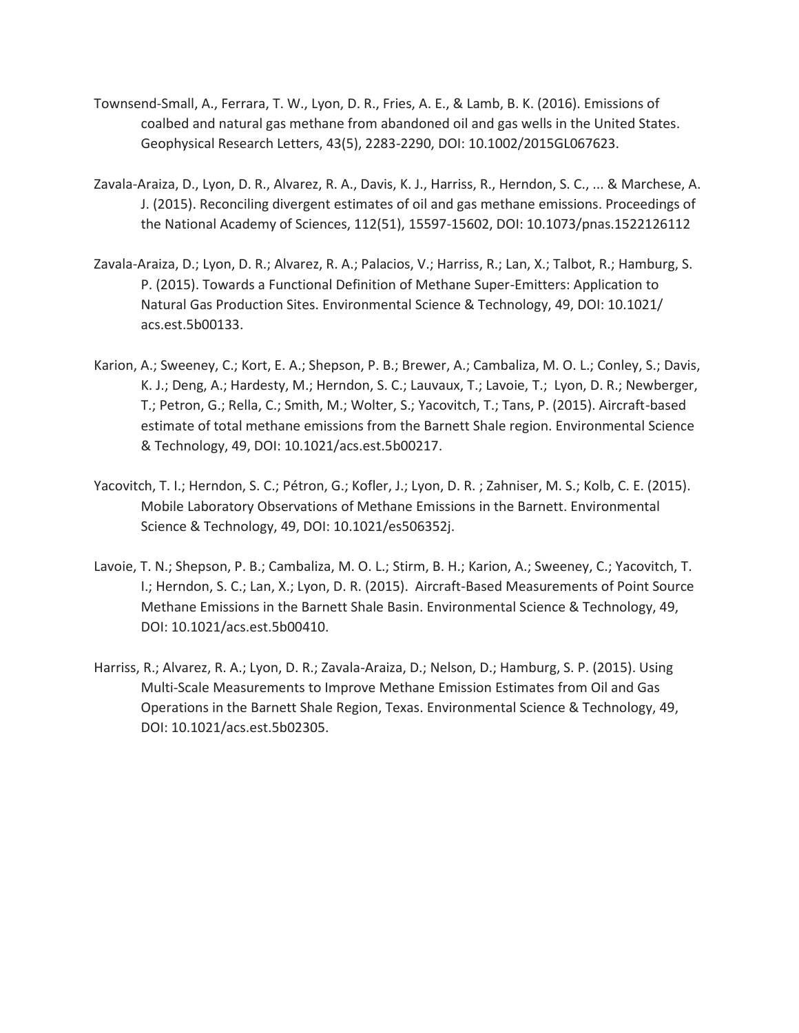Townsend-Small, A., Ferrara, T. W., Lyon, D. R., Fries, A. E., & Lamb, B. K. (2016). Emissions of coalbed and natural gas methane from abandoned oil and gas wells in the United States. Geophysical Research Letters, 43(5), 2283-2290, DOI: 10.1002/2015GL067623.

Zavala-Araiza, D., Lyon, D. R., Alvarez, R. A., Davis, K. J., Harriss, R., Herndon, S. C., ... & Marchese, A. J. (2015). Reconciling divergent estimates of oil and gas methane emissions. Proceedings of the National Academy of Sciences, 112(51), 15597-15602, DOI: 10.1073/pnas.1522126112

Zavala-Araiza, D.; Lyon, D. R.; Alvarez, R. A.; Palacios, V.; Harriss, R.; Lan, X.; Talbot, R.; Hamburg, S. P. (2015). Towards a Functional Definition of Methane Super-Emitters: Application to Natural Gas Production Sites. Environmental Science & Technology, 49, DOI: 10.1021/acs.est.5b00133.

Karion, A.; Sweeney, C.; Kort, E. A.; Shepson, P. B.; Brewer, A.; Cambaliza, M. O. L.; Conley, S.; Davis, K. J.; Deng, A.; Hardesty, M.; Herndon, S. C.; Lauvaux, T.; Lavoie, T.; Lyon, D. R.; Newberger, T.; Petron, G.; Rella, C.; Smith, M.; Wolter, S.; Yacovitch, T.; Tans, P. (2015). Aircraft-based estimate of total methane emissions from the Barnett Shale region. Environmental Science & Technology, 49, DOI: 10.1021/acs.est.5b00217.

Yacovitch, T. I.; Herndon, S. C.; Pétron, G.; Kofler, J.; Lyon, D. R. ; Zahniser, M. S.; Kolb, C. E. (2015). Mobile Laboratory Observations of Methane Emissions in the Barnett. Environmental Science & Technology, 49, DOI: 10.1021/es506352j.

Lavoie, T. N.; Shepson, P. B.; Cambaliza, M. O. L.; Stirm, B. H.; Karion, A.; Sweeney, C.; Yacovitch, T. I.; Herndon, S. C.; Lan, X.; Lyon, D. R. (2015). Aircraft-Based Measurements of Point Source Methane Emissions in the Barnett Shale Basin. Environmental Science & Technology, 49, DOI: 10.1021/acs.est.5b00410.

Harriss, R.; Alvarez, R. A.; Lyon, D. R.; Zavala-Araiza, D.; Nelson, D.; Hamburg, S. P. (2015). Using Multi-Scale Measurements to Improve Methane Emission Estimates from Oil and Gas Operations in the Barnett Shale Region, Texas. Environmental Science & Technology, 49, DOI: 10.1021/acs.est.5b02305.